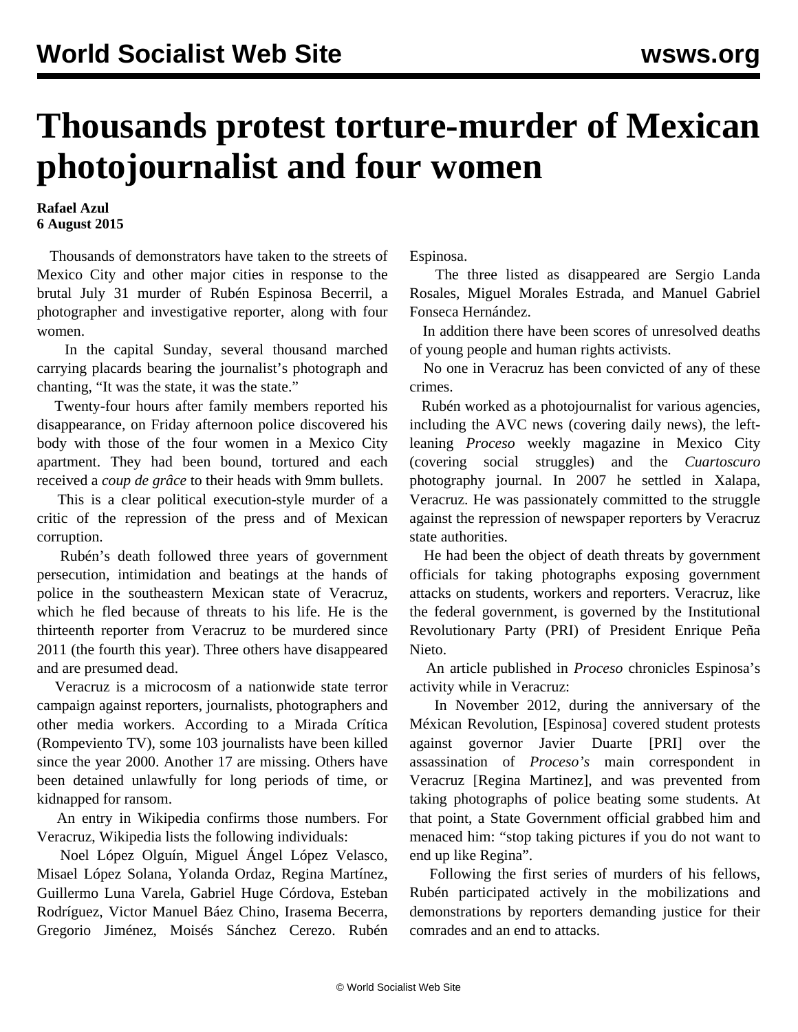# Thousands protest torture-murder of Mexican photojournalist and four women

**Rafael Azul**
**6 August 2015**

Thousands of demonstrators have taken to the streets of Mexico City and other major cities in response to the brutal July 31 murder of Rubén Espinosa Becerril, a photographer and investigative reporter, along with four women.

In the capital Sunday, several thousand marched carrying placards bearing the journalist's photograph and chanting, "It was the state, it was the state."

Twenty-four hours after family members reported his disappearance, on Friday afternoon police discovered his body with those of the four women in a Mexico City apartment. They had been bound, tortured and each received a *coup de grâce* to their heads with 9mm bullets.

This is a clear political execution-style murder of a critic of the repression of the press and of Mexican corruption.

Rubén's death followed three years of government persecution, intimidation and beatings at the hands of police in the southeastern Mexican state of Veracruz, which he fled because of threats to his life. He is the thirteenth reporter from Veracruz to be murdered since 2011 (the fourth this year). Three others have disappeared and are presumed dead.

Veracruz is a microcosm of a nationwide state terror campaign against reporters, journalists, photographers and other media workers. According to a Mirada Crítica (Rompeviento TV), some 103 journalists have been killed since the year 2000. Another 17 are missing. Others have been detained unlawfully for long periods of time, or kidnapped for ransom.

An entry in Wikipedia confirms those numbers. For Veracruz, Wikipedia lists the following individuals:

Noel López Olguín, Miguel Ángel López Velasco, Misael López Solana, Yolanda Ordaz, Regina Martínez, Guillermo Luna Varela, Gabriel Huge Córdova, Esteban Rodríguez, Victor Manuel Báez Chino, Irasema Becerra, Gregorio Jiménez, Moisés Sánchez Cerezo. Rubén Espinosa.

The three listed as disappeared are Sergio Landa Rosales, Miguel Morales Estrada, and Manuel Gabriel Fonseca Hernández.

In addition there have been scores of unresolved deaths of young people and human rights activists.

No one in Veracruz has been convicted of any of these crimes.

Rubén worked as a photojournalist for various agencies, including the AVC news (covering daily news), the left-leaning *Proceso* weekly magazine in Mexico City (covering social struggles) and the *Cuartoscuro* photography journal. In 2007 he settled in Xalapa, Veracruz. He was passionately committed to the struggle against the repression of newspaper reporters by Veracruz state authorities.

He had been the object of death threats by government officials for taking photographs exposing government attacks on students, workers and reporters. Veracruz, like the federal government, is governed by the Institutional Revolutionary Party (PRI) of President Enrique Peña Nieto.

An article published in *Proceso* chronicles Espinosa's activity while in Veracruz:

In November 2012, during the anniversary of the Méxican Revolution, [Espinosa] covered student protests against governor Javier Duarte [PRI] over the assassination of *Proceso's* main correspondent in Veracruz [Regina Martinez], and was prevented from taking photographs of police beating some students. At that point, a State Government official grabbed him and menaced him: "stop taking pictures if you do not want to end up like Regina".

Following the first series of murders of his fellows, Rubén participated actively in the mobilizations and demonstrations by reporters demanding justice for their comrades and an end to attacks.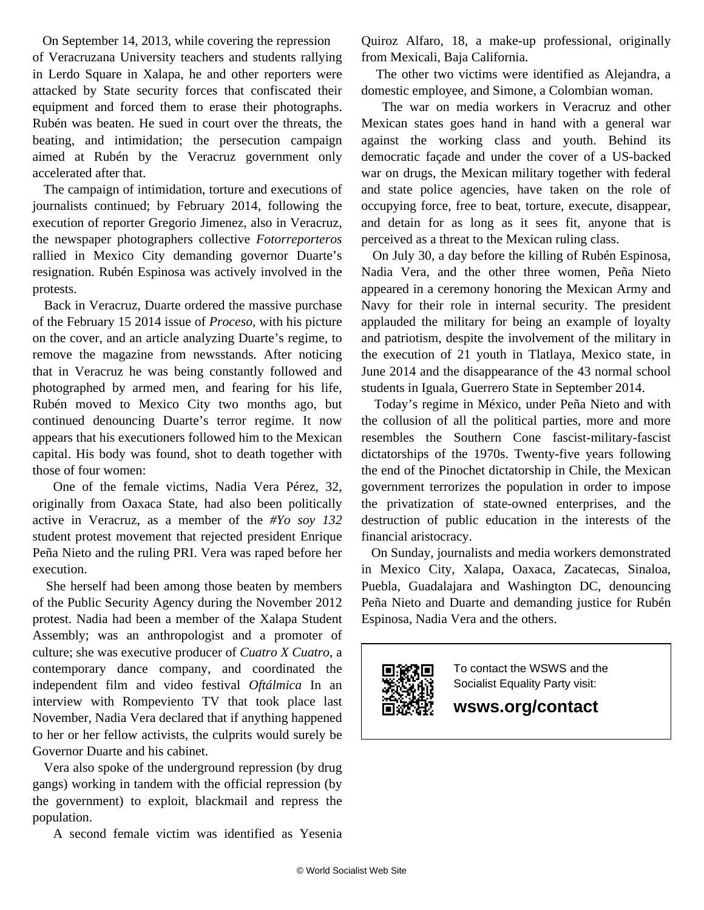On September 14, 2013, while covering the repression of Veracruzana University teachers and students rallying in Lerdo Square in Xalapa, he and other reporters were attacked by State security forces that confiscated their equipment and forced them to erase their photographs. Rubén was beaten. He sued in court over the threats, the beating, and intimidation; the persecution campaign aimed at Rubén by the Veracruz government only accelerated after that.

The campaign of intimidation, torture and executions of journalists continued; by February 2014, following the execution of reporter Gregorio Jimenez, also in Veracruz, the newspaper photographers collective *Fotorreporteros* rallied in Mexico City demanding governor Duarte's resignation. Rubén Espinosa was actively involved in the protests.

Back in Veracruz, Duarte ordered the massive purchase of the February 15 2014 issue of *Proceso*, with his picture on the cover, and an article analyzing Duarte's regime, to remove the magazine from newsstands. After noticing that in Veracruz he was being constantly followed and photographed by armed men, and fearing for his life, Rubén moved to Mexico City two months ago, but continued denouncing Duarte's terror regime. It now appears that his executioners followed him to the Mexican capital. His body was found, shot to death together with those of four women:

One of the female victims, Nadia Vera Pérez, 32, originally from Oaxaca State, had also been politically active in Veracruz, as a member of the *#Yo soy 132* student protest movement that rejected president Enrique Peña Nieto and the ruling PRI. Vera was raped before her execution.

She herself had been among those beaten by members of the Public Security Agency during the November 2012 protest. Nadia had been a member of the Xalapa Student Assembly; was an anthropologist and a promoter of culture; she was executive producer of *Cuatro X Cuatro*, a contemporary dance company, and coordinated the independent film and video festival *Oftálmica* In an interview with Rompeviento TV that took place last November, Nadia Vera declared that if anything happened to her or her fellow activists, the culprits would surely be Governor Duarte and his cabinet.

Vera also spoke of the underground repression (by drug gangs) working in tandem with the official repression (by the government) to exploit, blackmail and repress the population.

A second female victim was identified as Yesenia Quiroz Alfaro, 18, a make-up professional, originally from Mexicali, Baja California.

The other two victims were identified as Alejandra, a domestic employee, and Simone, a Colombian woman.

The war on media workers in Veracruz and other Mexican states goes hand in hand with a general war against the working class and youth. Behind its democratic façade and under the cover of a US-backed war on drugs, the Mexican military together with federal and state police agencies, have taken on the role of occupying force, free to beat, torture, execute, disappear, and detain for as long as it sees fit, anyone that is perceived as a threat to the Mexican ruling class.

On July 30, a day before the killing of Rubén Espinosa, Nadia Vera, and the other three women, Peña Nieto appeared in a ceremony honoring the Mexican Army and Navy for their role in internal security. The president applauded the military for being an example of loyalty and patriotism, despite the involvement of the military in the execution of 21 youth in Tlatlaya, Mexico state, in June 2014 and the disappearance of the 43 normal school students in Iguala, Guerrero State in September 2014.

Today's regime in México, under Peña Nieto and with the collusion of all the political parties, more and more resembles the Southern Cone fascist-military-fascist dictatorships of the 1970s. Twenty-five years following the end of the Pinochet dictatorship in Chile, the Mexican government terrorizes the population in order to impose the privatization of state-owned enterprises, and the destruction of public education in the interests of the financial aristocracy.

On Sunday, journalists and media workers demonstrated in Mexico City, Xalapa, Oaxaca, Zacatecas, Sinaloa, Puebla, Guadalajara and Washington DC, denouncing Peña Nieto and Duarte and demanding justice for Rubén Espinosa, Nadia Vera and the others.

To contact the WSWS and the Socialist Equality Party visit:

**wsws.org/contact**